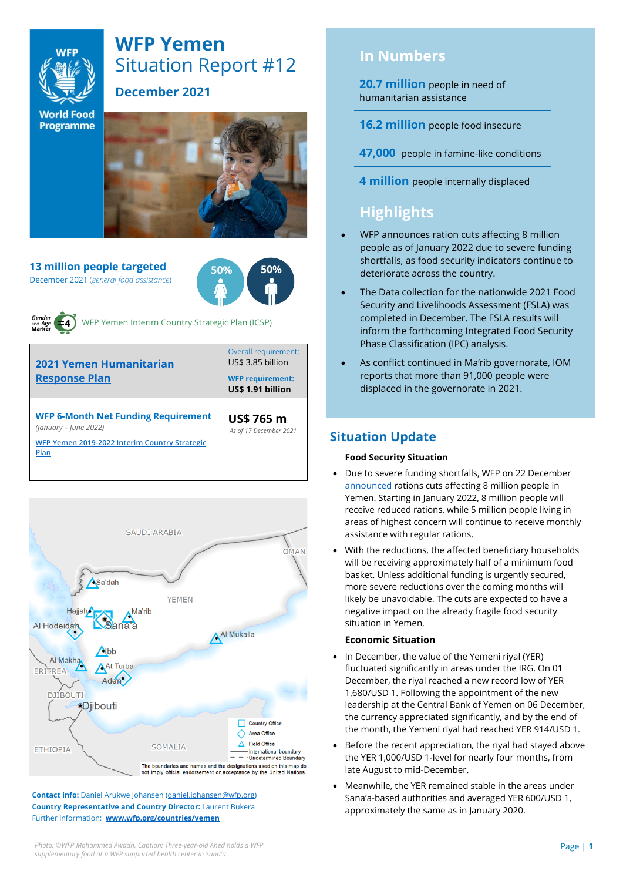# WFP Yemen Situation Report #12

## December 2021

**13 million people targeted**
December 2021 (*general food assistance*)

50% 50%

WFP Yemen Interim Country Strategic Plan (ICSP)

| 2021 Yemen Humanitarian Response Plan | Overall requirement: US$ 3.85 billion<br>**WFP requirement: US$ 1.91 billion** |
|---|---|
| **WFP 6-Month Net Funding Requirement**<br>*(January – June 2022)*<br>WFP Yemen 2019-2022 Interim Country Strategic Plan | **US$ 765 m**<br>*As of 17 December 2021* |

**Contact info:** Daniel Arukwe Johansen (daniel.johansen@wfp.org)
**Country Representative and Country Director:** Laurent Bukera
Further information: **www.wfp.org/countries/yemen**

*Photo: ©WFP Mohammed Awadh, Caption: Three-year-old Ahed holds a WFP supplementary food at a WFP supported health center in Sana'a.*

## In Numbers

**20.7 million** people in need of humanitarian assistance

**16.2 million** people food insecure

**47,000** people in famine-like conditions

**4 million** people internally displaced

## Highlights

- WFP announces ration cuts affecting 8 million people as of January 2022 due to severe funding shortfalls, as food security indicators continue to deteriorate across the country.
- The Data collection for the nationwide 2021 Food Security and Livelihoods Assessment (FSLA) was completed in December. The FSLA results will inform the forthcoming Integrated Food Security Phase Classification (IPC) analysis.
- As conflict continued in Ma'rib governorate, IOM reports that more than 91,000 people were displaced in the governorate in 2021.

## Situation Update

**Food Security Situation**

- Due to severe funding shortfalls, WFP on 22 December announced rations cuts affecting 8 million people in Yemen. Starting in January 2022, 8 million people will receive reduced rations, while 5 million people living in areas of highest concern will continue to receive monthly assistance with regular rations.
- With the reductions, the affected beneficiary households will be receiving approximately half of a minimum food basket. Unless additional funding is urgently secured, more severe reductions over the coming months will likely be unavoidable. The cuts are expected to have a negative impact on the already fragile food security situation in Yemen.

**Economic Situation**

- In December, the value of the Yemeni riyal (YER) fluctuated significantly in areas under the IRG. On 01 December, the riyal reached a new record low of YER 1,680/USD 1. Following the appointment of the new leadership at the Central Bank of Yemen on 06 December, the currency appreciated significantly, and by the end of the month, the Yemeni riyal had reached YER 914/USD 1.
- Before the recent appreciation, the riyal had stayed above the YER 1,000/USD 1-level for nearly four months, from late August to mid-December.
- Meanwhile, the YER remained stable in the areas under Sana'a-based authorities and averaged YER 600/USD 1, approximately the same as in January 2020.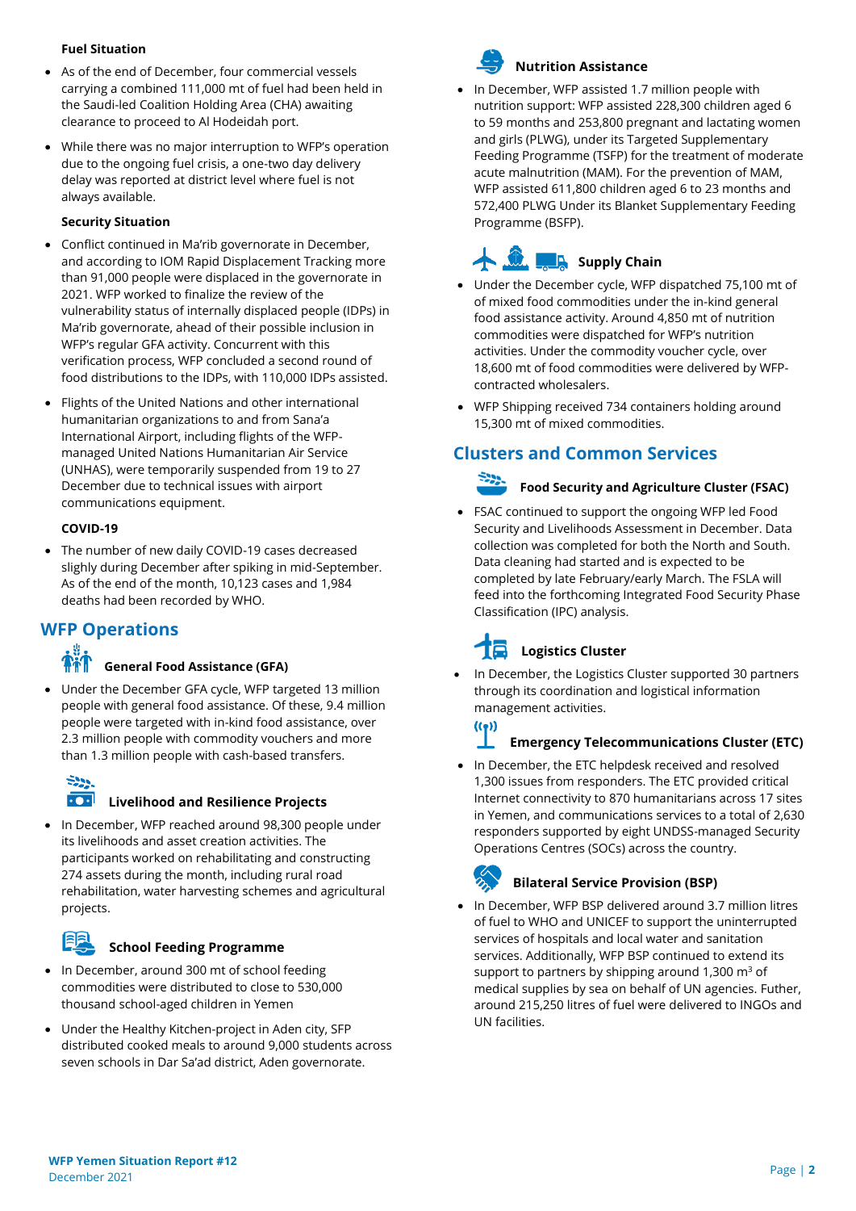**Fuel Situation**

- As of the end of December, four commercial vessels carrying a combined 111,000 mt of fuel had been held in the Saudi-led Coalition Holding Area (CHA) awaiting clearance to proceed to Al Hodeidah port.
- While there was no major interruption to WFP's operation due to the ongoing fuel crisis, a one-two day delivery delay was reported at district level where fuel is not always available.

**Security Situation**

- Conflict continued in Ma'rib governorate in December, and according to IOM Rapid Displacement Tracking more than 91,000 people were displaced in the governorate in 2021. WFP worked to finalize the review of the vulnerability status of internally displaced people (IDPs) in Ma'rib governorate, ahead of their possible inclusion in WFP's regular GFA activity. Concurrent with this verification process, WFP concluded a second round of food distributions to the IDPs, with 110,000 IDPs assisted.
- Flights of the United Nations and other international humanitarian organizations to and from Sana'a International Airport, including flights of the WFP-managed United Nations Humanitarian Air Service (UNHAS), were temporarily suspended from 19 to 27 December due to technical issues with airport communications equipment.

**COVID-19**

- The number of new daily COVID-19 cases decreased slighly during December after spiking in mid-September. As of the end of the month, 10,123 cases and 1,984 deaths had been recorded by WHO.

## WFP Operations

### General Food Assistance (GFA)

- Under the December GFA cycle, WFP targeted 13 million people with general food assistance. Of these, 9.4 million people were targeted with in-kind food assistance, over 2.3 million people with commodity vouchers and more than 1.3 million people with cash-based transfers.

### Livelihood and Resilience Projects

- In December, WFP reached around 98,300 people under its livelihoods and asset creation activities. The participants worked on rehabilitating and constructing 274 assets during the month, including rural road rehabilitation, water harvesting schemes and agricultural projects.

### School Feeding Programme

- In December, around 300 mt of school feeding commodities were distributed to close to 530,000 thousand school-aged children in Yemen
- Under the Healthy Kitchen-project in Aden city, SFP distributed cooked meals to around 9,000 students across seven schools in Dar Sa'ad district, Aden governorate.

### Nutrition Assistance

- In December, WFP assisted 1.7 million people with nutrition support: WFP assisted 228,300 children aged 6 to 59 months and 253,800 pregnant and lactating women and girls (PLWG), under its Targeted Supplementary Feeding Programme (TSFP) for the treatment of moderate acute malnutrition (MAM). For the prevention of MAM, WFP assisted 611,800 children aged 6 to 23 months and 572,400 PLWG Under its Blanket Supplementary Feeding Programme (BSFP).

### Supply Chain

- Under the December cycle, WFP dispatched 75,100 mt of of mixed food commodities under the in-kind general food assistance activity. Around 4,850 mt of nutrition commodities were dispatched for WFP's nutrition activities. Under the commodity voucher cycle, over 18,600 mt of food commodities were delivered by WFP-contracted wholesalers.
- WFP Shipping received 734 containers holding around 15,300 mt of mixed commodities.

## Clusters and Common Services

### Food Security and Agriculture Cluster (FSAC)

- FSAC continued to support the ongoing WFP led Food Security and Livelihoods Assessment in December. Data collection was completed for both the North and South. Data cleaning had started and is expected to be completed by late February/early March. The FSLA will feed into the forthcoming Integrated Food Security Phase Classification (IPC) analysis.

### Logistics Cluster

- In December, the Logistics Cluster supported 30 partners through its coordination and logistical information management activities.

### Emergency Telecommunications Cluster (ETC)

- In December, the ETC helpdesk received and resolved 1,300 issues from responders. The ETC provided critical Internet connectivity to 870 humanitarians across 17 sites in Yemen, and communications services to a total of 2,630 responders supported by eight UNDSS-managed Security Operations Centres (SOCs) across the country.

### Bilateral Service Provision (BSP)

- In December, WFP BSP delivered around 3.7 million litres of fuel to WHO and UNICEF to support the uninterrupted services of hospitals and local water and sanitation services. Additionally, WFP BSP continued to extend its support to partners by shipping around 1,300 $m^3$ of medical supplies by sea on behalf of UN agencies. Futher, around 215,250 litres of fuel were delivered to INGOs and UN facilities.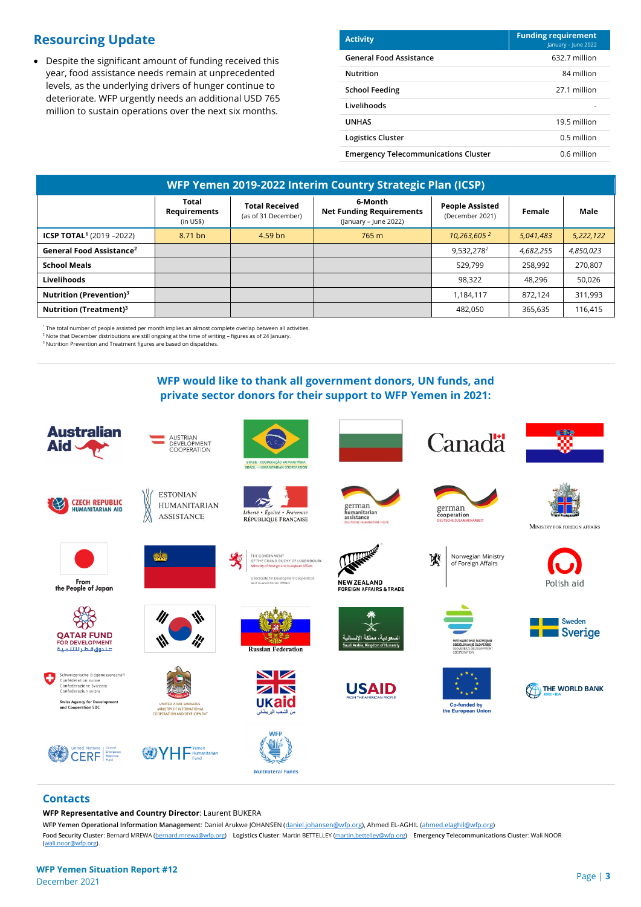## Resourcing Update

- Despite the significant amount of funding received this year, food assistance needs remain at unprecedented levels, as the underlying drivers of hunger continue to deteriorate. WFP urgently needs an additional USD 765 million to sustain operations over the next six months.

| Activity | Funding requirement January – June 2022 |
|---|---|
| General Food Assistance | 632.7 million |
| Nutrition | 84 million |
| School Feeding | 27.1 million |
| Livelihoods | - |
| UNHAS | 19.5 million |
| Logistics Cluster | 0.5 million |
| Emergency Telecommunications Cluster | 0.6 million |

**WFP Yemen 2019-2022 Interim Country Strategic Plan (ICSP)**

| | Total Requirements (in US$) | Total Received (as of 31 December) | 6-Month Net Funding Requirements (January – June 2022) | People Assisted (December 2021) | Female | Male |
|---|---|---|---|---|---|---|
| **ICSP TOTAL[1]** (2019 –2022) | 8.71 bn | 4.59 bn | 765 m | *10,263,605 [2]* | *5,041,483* | *5,222,122* |
| **General Food Assistance[2]** | | | | 9,532,278[2] | *4,682,255* | *4,850,023* |
| **School Meals** | | | | 529,799 | 258,992 | 270,807 |
| **Livelihoods** | | | | 98,322 | 48,296 | 50,026 |
| **Nutrition (Prevention)[3]** | | | | 1,184,117 | 872,124 | 311,993 |
| **Nutrition (Treatment)[3]** | | | | 482,050 | 365,635 | 116,415 |

[1] The total number of people assisted per month implies an almost complete overlap between all activities.
[2] Note that December distributions are still ongoing at the time of writing – figures as of 24 January.
[3] Nutrition Prevention and Treatment figures are based on dispatches.

**WFP would like to thank all government donors, UN funds, and private sector donors for their support to WFP Yemen in 2021:**

## Contacts

**WFP Representative and Country Director**: Laurent BUKERA

**WFP Yemen Operational Information Management**: Daniel Arukwe JOHANSEN (daniel.johansen@wfp.org), Ahmed EL-AGHIL (ahmed.elaghil@wfp.org)

**Food Security Cluster**: Bernard MREWA (bernard.mrewa@wfp.org) | **Logistics Cluster**: Martin BETTELLEY (martin.bettelley@wfp.org) | **Emergency Telecommunications Cluster**: Wali NOOR (wali.noor@wfp.org).